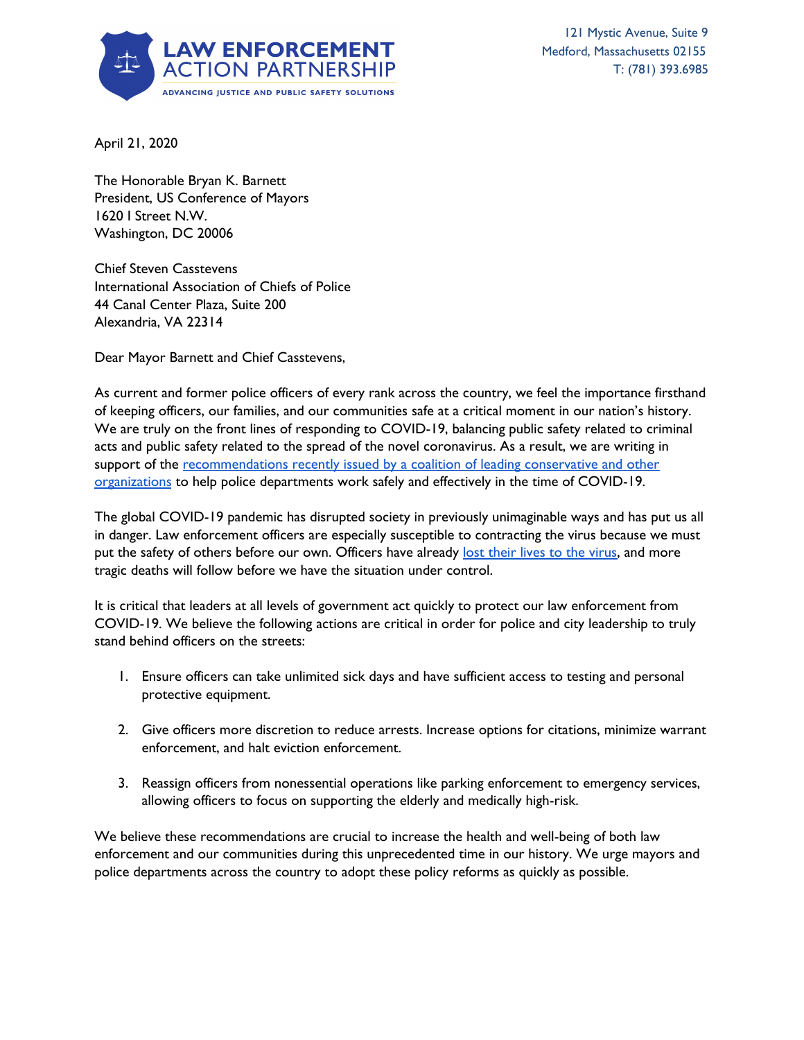**LAW ENFORCEMENT ACTION PARTNERSHIP**
ADVANCING JUSTICE AND PUBLIC SAFETY SOLUTIONS

121 Mystic Avenue, Suite 9
Medford, Massachusetts 02155
T: (781) 393.6985

April 21, 2020

The Honorable Bryan K. Barnett
President, US Conference of Mayors
1620 I Street N.W.
Washington, DC 20006

Chief Steven Casstevens
International Association of Chiefs of Police
44 Canal Center Plaza, Suite 200
Alexandria, VA 22314

Dear Mayor Barnett and Chief Casstevens,

As current and former police officers of every rank across the country, we feel the importance firsthand of keeping officers, our families, and our communities safe at a critical moment in our nation's history. We are truly on the front lines of responding to COVID-19, balancing public safety related to criminal acts and public safety related to the spread of the novel coronavirus. As a result, we are writing in support of the recommendations recently issued by a coalition of leading conservative and other organizations to help police departments work safely and effectively in the time of COVID-19.

The global COVID-19 pandemic has disrupted society in previously unimaginable ways and has put us all in danger. Law enforcement officers are especially susceptible to contracting the virus because we must put the safety of others before our own. Officers have already lost their lives to the virus, and more tragic deaths will follow before we have the situation under control.

It is critical that leaders at all levels of government act quickly to protect our law enforcement from COVID-19. We believe the following actions are critical in order for police and city leadership to truly stand behind officers on the streets:

1. Ensure officers can take unlimited sick days and have sufficient access to testing and personal protective equipment.
2. Give officers more discretion to reduce arrests. Increase options for citations, minimize warrant enforcement, and halt eviction enforcement.
3. Reassign officers from nonessential operations like parking enforcement to emergency services, allowing officers to focus on supporting the elderly and medically high-risk.

We believe these recommendations are crucial to increase the health and well-being of both law enforcement and our communities during this unprecedented time in our history. We urge mayors and police departments across the country to adopt these policy reforms as quickly as possible.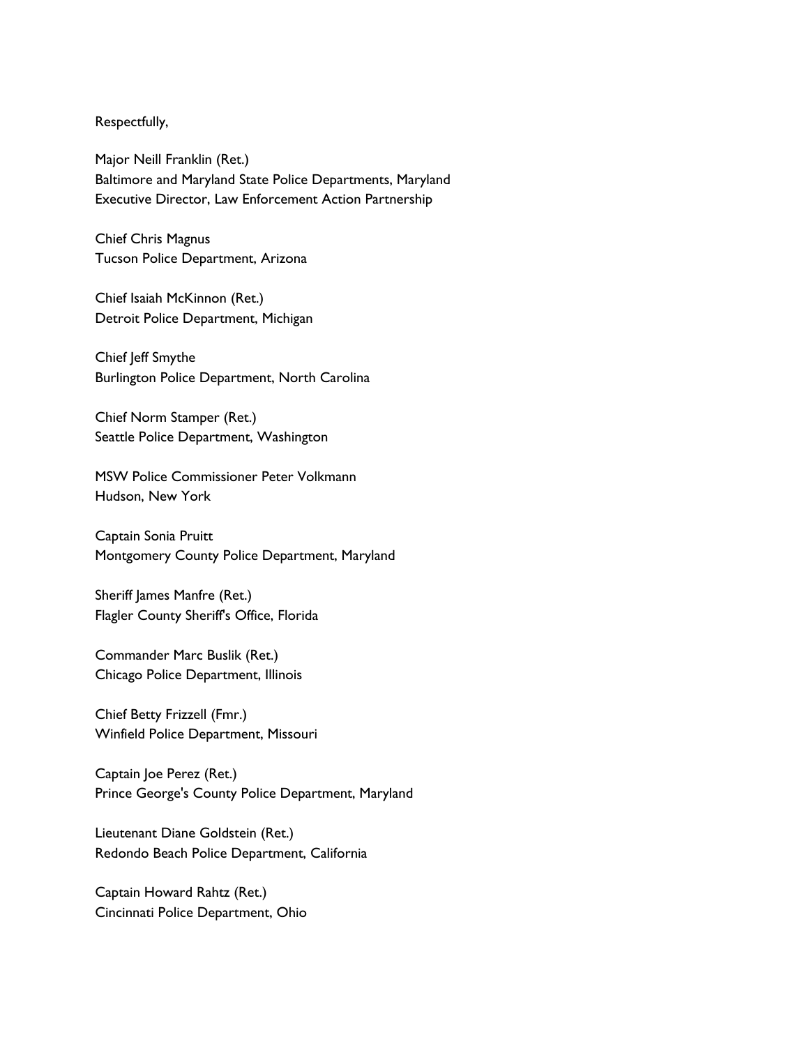Respectfully,

Major Neill Franklin (Ret.)
Baltimore and Maryland State Police Departments, Maryland
Executive Director, Law Enforcement Action Partnership

Chief Chris Magnus
Tucson Police Department, Arizona

Chief Isaiah McKinnon (Ret.)
Detroit Police Department, Michigan

Chief Jeff Smythe
Burlington Police Department, North Carolina

Chief Norm Stamper (Ret.)
Seattle Police Department, Washington

MSW Police Commissioner Peter Volkmann
Hudson, New York

Captain Sonia Pruitt
Montgomery County Police Department, Maryland

Sheriff James Manfre (Ret.)
Flagler County Sheriff's Office, Florida

Commander Marc Buslik (Ret.)
Chicago Police Department, Illinois

Chief Betty Frizzell (Fmr.)
Winfield Police Department, Missouri

Captain Joe Perez (Ret.)
Prince George's County Police Department, Maryland

Lieutenant Diane Goldstein (Ret.)
Redondo Beach Police Department, California

Captain Howard Rahtz (Ret.)
Cincinnati Police Department, Ohio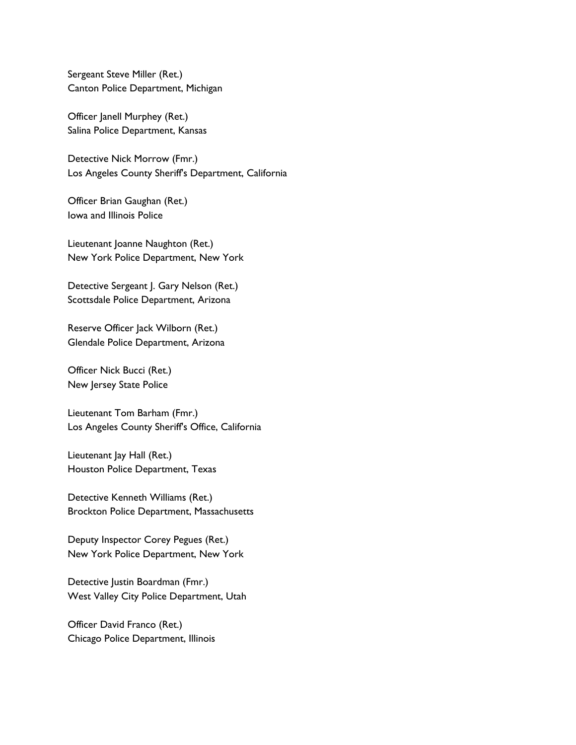Sergeant Steve Miller (Ret.)
Canton Police Department, Michigan

Officer Janell Murphey (Ret.)
Salina Police Department, Kansas

Detective Nick Morrow (Fmr.)
Los Angeles County Sheriff's Department, California

Officer Brian Gaughan (Ret.)
Iowa and Illinois Police

Lieutenant Joanne Naughton (Ret.)
New York Police Department, New York

Detective Sergeant J. Gary Nelson (Ret.)
Scottsdale Police Department, Arizona

Reserve Officer Jack Wilborn (Ret.)
Glendale Police Department, Arizona

Officer Nick Bucci (Ret.)
New Jersey State Police

Lieutenant Tom Barham (Fmr.)
Los Angeles County Sheriff's Office, California

Lieutenant Jay Hall (Ret.)
Houston Police Department, Texas

Detective Kenneth Williams (Ret.)
Brockton Police Department, Massachusetts

Deputy Inspector Corey Pegues (Ret.)
New York Police Department, New York

Detective Justin Boardman (Fmr.)
West Valley City Police Department, Utah

Officer David Franco (Ret.)
Chicago Police Department, Illinois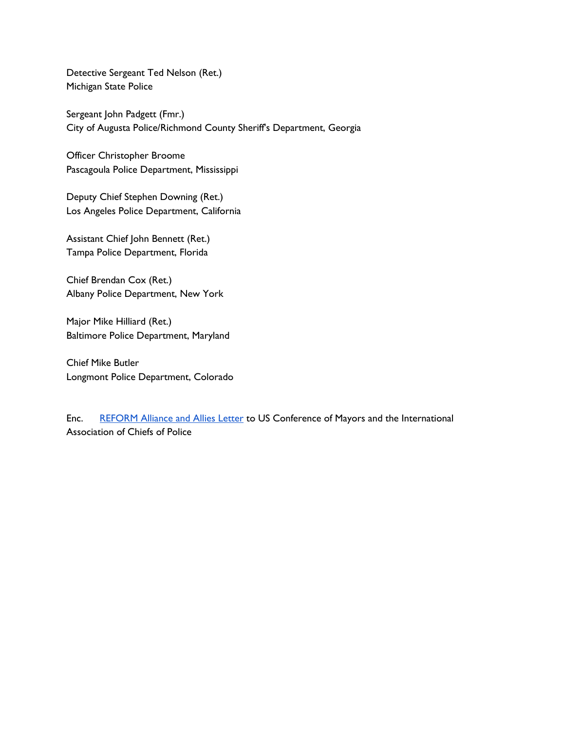Detective Sergeant Ted Nelson (Ret.)
Michigan State Police

Sergeant John Padgett (Fmr.)
City of Augusta Police/Richmond County Sheriff's Department, Georgia

Officer Christopher Broome
Pascagoula Police Department, Mississippi

Deputy Chief Stephen Downing (Ret.)
Los Angeles Police Department, California

Assistant Chief John Bennett (Ret.)
Tampa Police Department, Florida

Chief Brendan Cox (Ret.)
Albany Police Department, New York

Major Mike Hilliard (Ret.)
Baltimore Police Department, Maryland

Chief Mike Butler
Longmont Police Department, Colorado

Enc. REFORM Alliance and Allies Letter to US Conference of Mayors and the International Association of Chiefs of Police